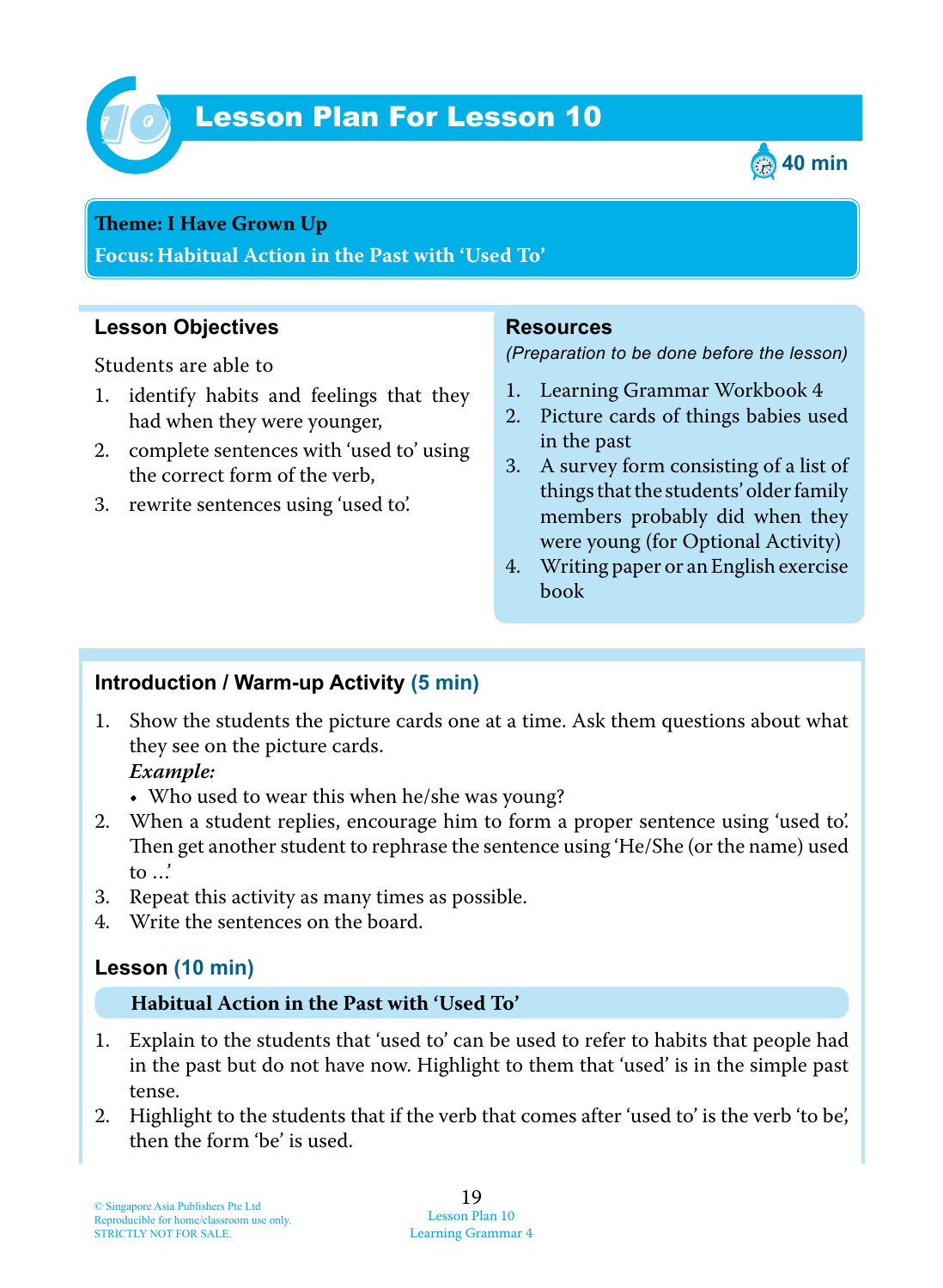# Lesson Plan For Lesson 10

**40 min**

**Theme: I Have Grown Up**

**Focus: Habitual Action in the Past with 'Used To'**

## Lesson Objectives

Students are able to

1. identify habits and feelings that they had when they were younger,
2. complete sentences with 'used to' using the correct form of the verb,
3. rewrite sentences using 'used to'.

## Resources

*(Preparation to be done before the lesson)*

1. Learning Grammar Workbook 4
2. Picture cards of things babies used in the past
3. A survey form consisting of a list of things that the students' older family members probably did when they were young (for Optional Activity)
4. Writing paper or an English exercise book

## Introduction / Warm-up Activity (5 min)

1. Show the students the picture cards one at a time. Ask them questions about what they see on the picture cards.
   ***Example:***
   - Who used to wear this when he/she was young?
2. When a student replies, encourage him to form a proper sentence using 'used to'. Then get another student to rephrase the sentence using 'He/She (or the name) used to …'
3. Repeat this activity as many times as possible.
4. Write the sentences on the board.

## Lesson (10 min)

**Habitual Action in the Past with 'Used To'**

1. Explain to the students that 'used to' can be used to refer to habits that people had in the past but do not have now. Highlight to them that 'used' is in the simple past tense.
2. Highlight to the students that if the verb that comes after 'used to' is the verb 'to be', then the form 'be' is used.

© Singapore Asia Publishers Pte Ltd
Reproducible for home/classroom use only.
STRICTLY NOT FOR SALE.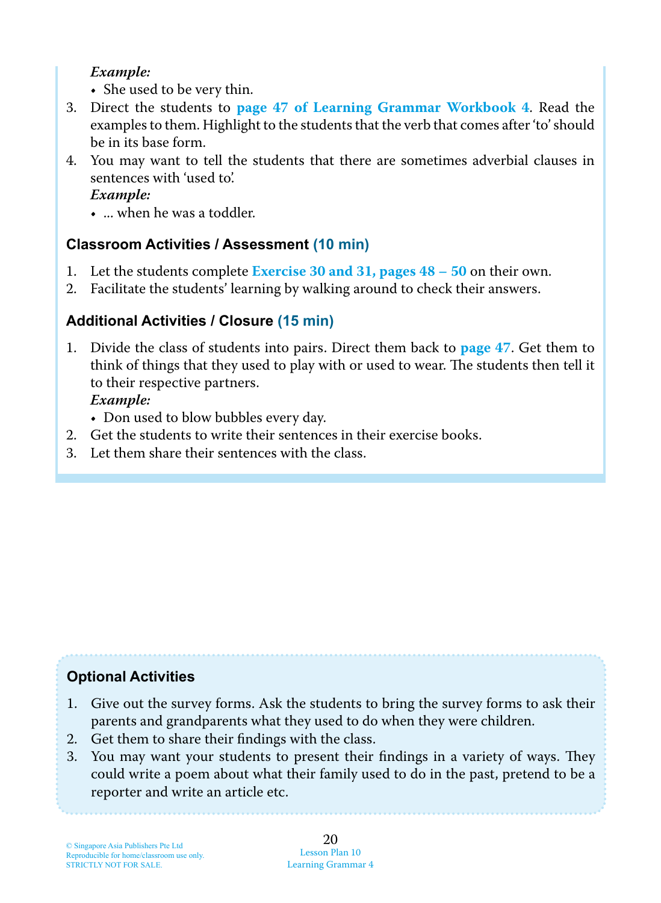*Example:*

- She used to be very thin.

3. Direct the students to **page 47 of Learning Grammar Workbook 4**. Read the examples to them. Highlight to the students that the verb that comes after 'to' should be in its base form.
4. You may want to tell the students that there are sometimes adverbial clauses in sentences with 'used to'.

   *Example:*

   - ... when he was a toddler.

### Classroom Activities / Assessment (10 min)

1. Let the students complete **Exercise 30 and 31, pages 48 – 50** on their own.
2. Facilitate the students' learning by walking around to check their answers.

### Additional Activities / Closure (15 min)

1. Divide the class of students into pairs. Direct them back to **page 47**. Get them to think of things that they used to play with or used to wear. The students then tell it to their respective partners.

   *Example:*

   - Don used to blow bubbles every day.

2. Get the students to write their sentences in their exercise books.
3. Let them share their sentences with the class.

### Optional Activities

1. Give out the survey forms. Ask the students to bring the survey forms to ask their parents and grandparents what they used to do when they were children.
2. Get them to share their findings with the class.
3. You may want your students to present their findings in a variety of ways. They could write a poem about what their family used to do in the past, pretend to be a reporter and write an article etc.